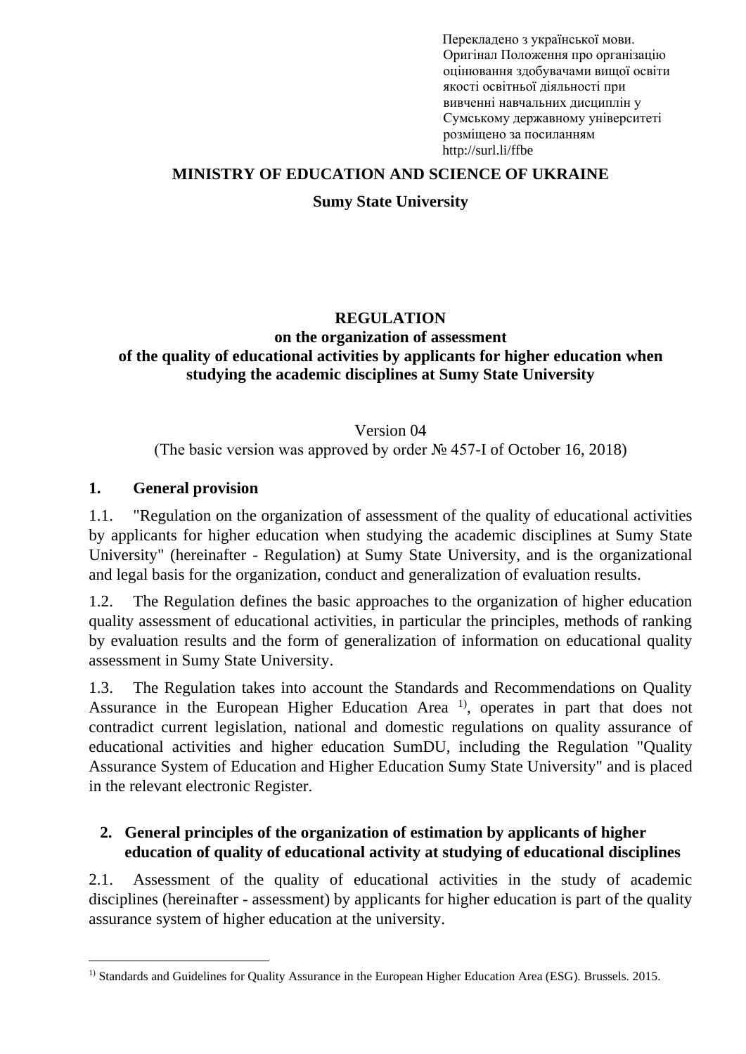Перекладено з української мови.
Оригінал Положення про організацію оцінювання здобувачами вищої освіти якості освітньої діяльності при вивченні навчальних дисциплін у Сумському державному університеті розміщено за посиланням http://surl.li/ffbe

**MINISTRY OF EDUCATION AND SCIENCE OF UKRAINE**

**Sumy State University**

# REGULATION
## on the organization of assessment of the quality of educational activities by applicants for higher education when studying the academic disciplines at Sumy State University

Version 04
(The basic version was approved by order № 457-I of October 16, 2018)

## 1. General provision

1.1. "Regulation on the organization of assessment of the quality of educational activities by applicants for higher education when studying the academic disciplines at Sumy State University" (hereinafter - Regulation) at Sumy State University, and is the organizational and legal basis for the organization, conduct and generalization of evaluation results.

1.2. The Regulation defines the basic approaches to the organization of higher education quality assessment of educational activities, in particular the principles, methods of ranking by evaluation results and the form of generalization of information on educational quality assessment in Sumy State University.

1.3. The Regulation takes into account the Standards and Recommendations on Quality Assurance in the European Higher Education Area [1)], operates in part that does not contradict current legislation, national and domestic regulations on quality assurance of educational activities and higher education SumDU, including the Regulation "Quality Assurance System of Education and Higher Education Sumy State University" and is placed in the relevant electronic Register.

## 2. General principles of the organization of estimation by applicants of higher education of quality of educational activity at studying of educational disciplines

2.1. Assessment of the quality of educational activities in the study of academic disciplines (hereinafter - assessment) by applicants for higher education is part of the quality assurance system of higher education at the university.

[1)] Standards and Guidelines for Quality Assurance in the European Higher Education Area (ESG). Brussels. 2015.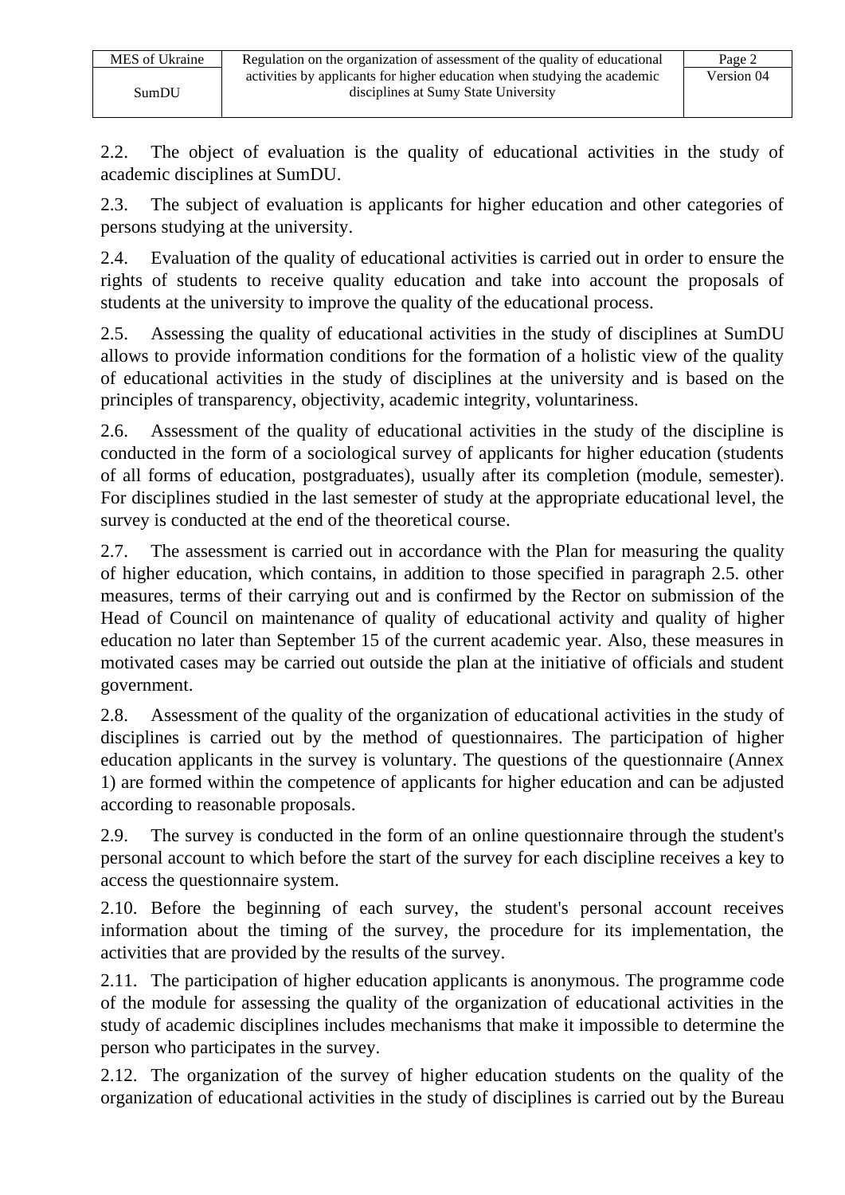2.2. The object of evaluation is the quality of educational activities in the study of academic disciplines at SumDU.

2.3. The subject of evaluation is applicants for higher education and other categories of persons studying at the university.

2.4. Evaluation of the quality of educational activities is carried out in order to ensure the rights of students to receive quality education and take into account the proposals of students at the university to improve the quality of the educational process.

2.5. Assessing the quality of educational activities in the study of disciplines at SumDU allows to provide information conditions for the formation of a holistic view of the quality of educational activities in the study of disciplines at the university and is based on the principles of transparency, objectivity, academic integrity, voluntariness.

2.6. Assessment of the quality of educational activities in the study of the discipline is conducted in the form of a sociological survey of applicants for higher education (students of all forms of education, postgraduates), usually after its completion (module, semester). For disciplines studied in the last semester of study at the appropriate educational level, the survey is conducted at the end of the theoretical course.

2.7. The assessment is carried out in accordance with the Plan for measuring the quality of higher education, which contains, in addition to those specified in paragraph 2.5. other measures, terms of their carrying out and is confirmed by the Rector on submission of the Head of Council on maintenance of quality of educational activity and quality of higher education no later than September 15 of the current academic year. Also, these measures in motivated cases may be carried out outside the plan at the initiative of officials and student government.

2.8. Assessment of the quality of the organization of educational activities in the study of disciplines is carried out by the method of questionnaires. The participation of higher education applicants in the survey is voluntary. The questions of the questionnaire (Annex 1) are formed within the competence of applicants for higher education and can be adjusted according to reasonable proposals.

2.9. The survey is conducted in the form of an online questionnaire through the student's personal account to which before the start of the survey for each discipline receives a key to access the questionnaire system.

2.10. Before the beginning of each survey, the student's personal account receives information about the timing of the survey, the procedure for its implementation, the activities that are provided by the results of the survey.

2.11. The participation of higher education applicants is anonymous. The programme code of the module for assessing the quality of the organization of educational activities in the study of academic disciplines includes mechanisms that make it impossible to determine the person who participates in the survey.

2.12. The organization of the survey of higher education students on the quality of the organization of educational activities in the study of disciplines is carried out by the Bureau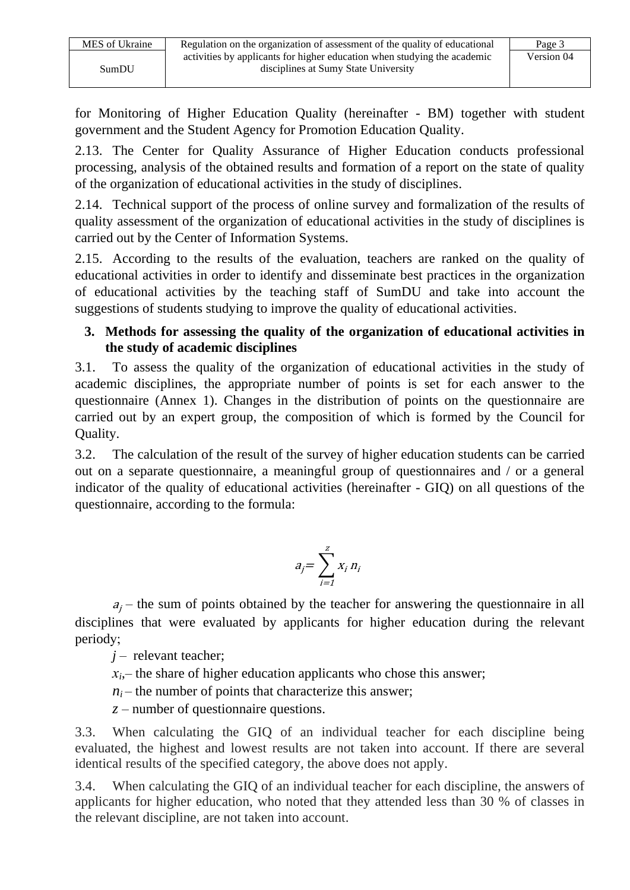for Monitoring of Higher Education Quality (hereinafter - BM) together with student government and the Student Agency for Promotion Education Quality.

2.13. The Center for Quality Assurance of Higher Education conducts professional processing, analysis of the obtained results and formation of a report on the state of quality of the organization of educational activities in the study of disciplines.

2.14. Technical support of the process of online survey and formalization of the results of quality assessment of the organization of educational activities in the study of disciplines is carried out by the Center of Information Systems.

2.15. According to the results of the evaluation, teachers are ranked on the quality of educational activities in order to identify and disseminate best practices in the organization of educational activities by the teaching staff of SumDU and take into account the suggestions of students studying to improve the quality of educational activities.

## 3. Methods for assessing the quality of the organization of educational activities in the study of academic disciplines

3.1. To assess the quality of the organization of educational activities in the study of academic disciplines, the appropriate number of points is set for each answer to the questionnaire (Annex 1). Changes in the distribution of points on the questionnaire are carried out by an expert group, the composition of which is formed by the Council for Quality.

3.2. The calculation of the result of the survey of higher education students can be carried out on a separate questionnaire, a meaningful group of questionnaires and / or a general indicator of the quality of educational activities (hereinafter - GIQ) on all questions of the questionnaire, according to the formula:

$$a_j = \sum_{i=1}^{z} x_i \, n_i$$

$a_j$ – the sum of points obtained by the teacher for answering the questionnaire in all disciplines that were evaluated by applicants for higher education during the relevant periody;

$j$ – relevant teacher;

$x_i$,– the share of higher education applicants who chose this answer;

$n_i$ – the number of points that characterize this answer;

$z$ – number of questionnaire questions.

3.3. When calculating the GIQ of an individual teacher for each discipline being evaluated, the highest and lowest results are not taken into account. If there are several identical results of the specified category, the above does not apply.

3.4. When calculating the GIQ of an individual teacher for each discipline, the answers of applicants for higher education, who noted that they attended less than 30 % of classes in the relevant discipline, are not taken into account.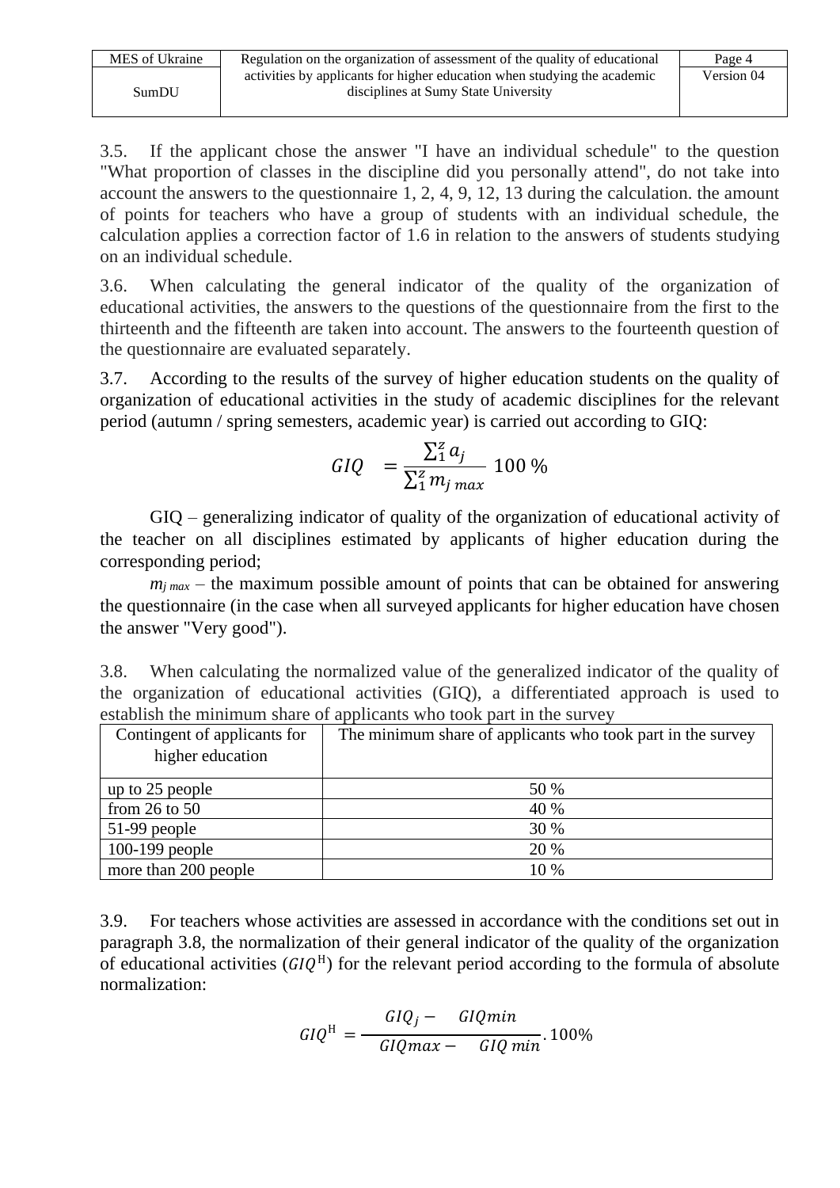3.5. If the applicant chose the answer "I have an individual schedule" to the question "What proportion of classes in the discipline did you personally attend", do not take into account the answers to the questionnaire 1, 2, 4, 9, 12, 13 during the calculation. the amount of points for teachers who have a group of students with an individual schedule, the calculation applies a correction factor of 1.6 in relation to the answers of students studying on an individual schedule.

3.6. When calculating the general indicator of the quality of the organization of educational activities, the answers to the questions of the questionnaire from the first to the thirteenth and the fifteenth are taken into account. The answers to the fourteenth question of the questionnaire are evaluated separately.

3.7. According to the results of the survey of higher education students on the quality of organization of educational activities in the study of academic disciplines for the relevant period (autumn / spring semesters, academic year) is carried out according to GIQ:

$$GIQ \quad = \frac{\sum_1^z a_j}{\sum_1^z m_{j\ max}} \ 100\ \%$$

GIQ – generalizing indicator of quality of the organization of educational activity of the teacher on all disciplines estimated by applicants of higher education during the corresponding period;

$m_{j\ max}$ – the maximum possible amount of points that can be obtained for answering the questionnaire (in the case when all surveyed applicants for higher education have chosen the answer "Very good").

3.8. When calculating the normalized value of the generalized indicator of the quality of the organization of educational activities (GIQ), a differentiated approach is used to establish the minimum share of applicants who took part in the survey

| Contingent of applicants for higher education | The minimum share of applicants who took part in the survey |
|---|---|
| up to 25 people | 50 % |
| from 26 to 50 | 40 % |
| 51-99 people | 30 % |
| 100-199 people | 20 % |
| more than 200 people | 10 % |

3.9. For teachers whose activities are assessed in accordance with the conditions set out in paragraph 3.8, the normalization of their general indicator of the quality of the organization of educational activities ($GIQ^{H}$) for the relevant period according to the formula of absolute normalization:

$$GIQ^{H} = \frac{GIQ_j - \quad GIQmin}{GIQmax - \quad GIQ\ min} . 100\%$$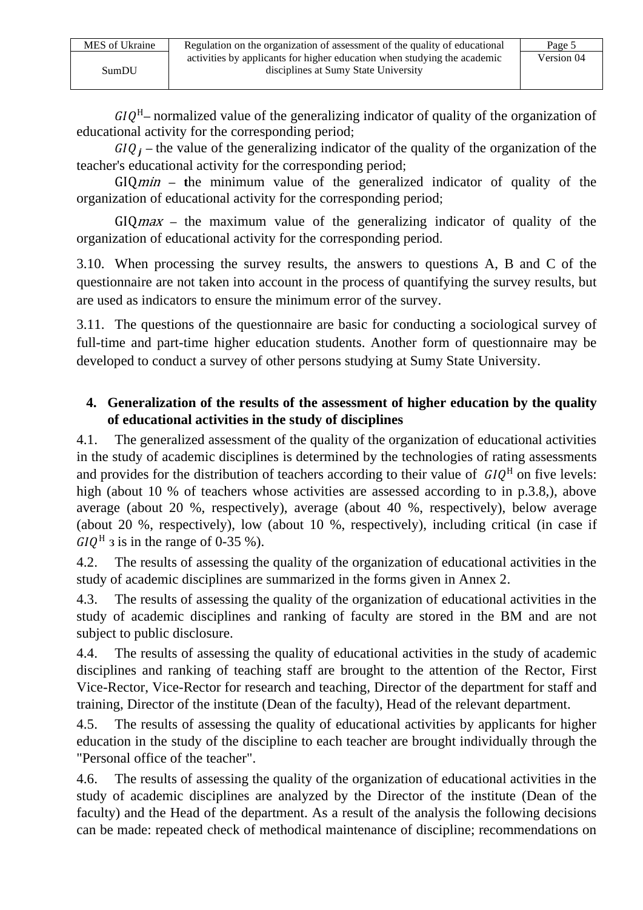$GIQ^{H}$ – normalized value of the generalizing indicator of quality of the organization of educational activity for the corresponding period;

$GIQ_j$ – the value of the generalizing indicator of the quality of the organization of the teacher's educational activity for the corresponding period;

$GIQ_{min}$ – the minimum value of the generalized indicator of quality of the organization of educational activity for the corresponding period;

$GIQ_{max}$ – the maximum value of the generalizing indicator of quality of the organization of educational activity for the corresponding period.

3.10. When processing the survey results, the answers to questions A, B and C of the questionnaire are not taken into account in the process of quantifying the survey results, but are used as indicators to ensure the minimum error of the survey.

3.11. The questions of the questionnaire are basic for conducting a sociological survey of full-time and part-time higher education students. Another form of questionnaire may be developed to conduct a survey of other persons studying at Sumy State University.

## 4. Generalization of the results of the assessment of higher education by the quality of educational activities in the study of disciplines

4.1. The generalized assessment of the quality of the organization of educational activities in the study of academic disciplines is determined by the technologies of rating assessments and provides for the distribution of teachers according to their value of $GIQ^{H}$ on five levels: high (about 10 % of teachers whose activities are assessed according to in p.3.8,), above average (about 20 %, respectively), average (about 40 %, respectively), below average (about 20 %, respectively), low (about 10 %, respectively), including critical (in case if $GIQ^{H}$ з is in the range of 0-35 %).

4.2. The results of assessing the quality of the organization of educational activities in the study of academic disciplines are summarized in the forms given in Annex 2.

4.3. The results of assessing the quality of the organization of educational activities in the study of academic disciplines and ranking of faculty are stored in the BM and are not subject to public disclosure.

4.4. The results of assessing the quality of educational activities in the study of academic disciplines and ranking of teaching staff are brought to the attention of the Rector, First Vice-Rector, Vice-Rector for research and teaching, Director of the department for staff and training, Director of the institute (Dean of the faculty), Head of the relevant department.

4.5. The results of assessing the quality of educational activities by applicants for higher education in the study of the discipline to each teacher are brought individually through the "Personal office of the teacher".

4.6. The results of assessing the quality of the organization of educational activities in the study of academic disciplines are analyzed by the Director of the institute (Dean of the faculty) and the Head of the department. As a result of the analysis the following decisions can be made: repeated check of methodical maintenance of discipline; recommendations on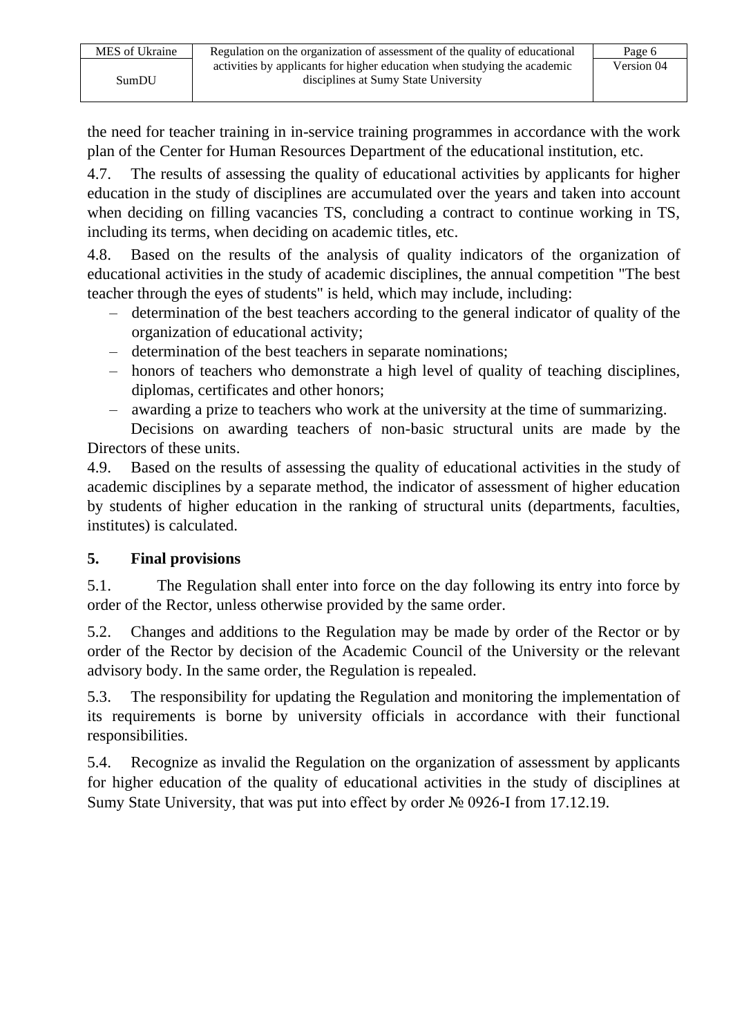the need for teacher training in in-service training programmes in accordance with the work plan of the Center for Human Resources Department of the educational institution, etc.

4.7. The results of assessing the quality of educational activities by applicants for higher education in the study of disciplines are accumulated over the years and taken into account when deciding on filling vacancies TS, concluding a contract to continue working in TS, including its terms, when deciding on academic titles, etc.

4.8. Based on the results of the analysis of quality indicators of the organization of educational activities in the study of academic disciplines, the annual competition "The best teacher through the eyes of students" is held, which may include, including:

- determination of the best teachers according to the general indicator of quality of the organization of educational activity;
- determination of the best teachers in separate nominations;
- honors of teachers who demonstrate a high level of quality of teaching disciplines, diplomas, certificates and other honors;
- awarding a prize to teachers who work at the university at the time of summarizing.

Decisions on awarding teachers of non-basic structural units are made by the Directors of these units.

4.9. Based on the results of assessing the quality of educational activities in the study of academic disciplines by a separate method, the indicator of assessment of higher education by students of higher education in the ranking of structural units (departments, faculties, institutes) is calculated.

## 5. Final provisions

5.1. The Regulation shall enter into force on the day following its entry into force by order of the Rector, unless otherwise provided by the same order.

5.2. Changes and additions to the Regulation may be made by order of the Rector or by order of the Rector by decision of the Academic Council of the University or the relevant advisory body. In the same order, the Regulation is repealed.

5.3. The responsibility for updating the Regulation and monitoring the implementation of its requirements is borne by university officials in accordance with their functional responsibilities.

5.4. Recognize as invalid the Regulation on the organization of assessment by applicants for higher education of the quality of educational activities in the study of disciplines at Sumy State University, that was put into effect by order № 0926-I from 17.12.19.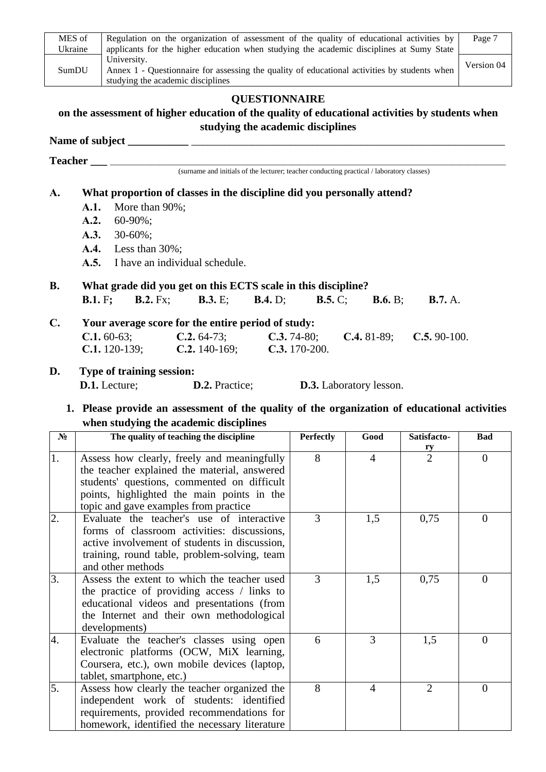## QUESTIONNAIRE

### on the assessment of higher education of the quality of educational activities by students when studying the academic disciplines

**Name of subject** ___________ ________________________________________________________________

**Teacher** ___ ________________________________________________________________________________

(surname and initials of the lecturer; teacher conducting practical / laboratory classes)

**A. What proportion of classes in the discipline did you personally attend?**

- **A.1.** More than 90%;
- **A.2.** 60-90%;
- **A.3.** 30-60%;
- **A.4.** Less than 30%;
- **A.5.** I have an individual schedule.

**B. What grade did you get on this ECTS scale in this discipline?**

**B.1.** F**;** **B.2.** Fx; **B.3.** E; **B.4.** D; **B.5.** C; **B.6.** B; **B.7.** A.

**C. Your average score for the entire period of study:**

**C.1.** 60-63; **C.2.** 64-73; **C.3.** 74-80; **C.4.** 81-89; **C.5.** 90-100.
**C.1.** 120-139; **C.2.** 140-169; **C.3.** 170-200.

**D. Type of training session:**

**D.1.** Lecture; **D.2.** Practice; **D.3.** Laboratory lesson.

1. **Please provide an assessment of the quality of the organization of educational activities when studying the academic disciplines**

| № | The quality of teaching the discipline | Perfectly | Good | Satisfactory | Bad |
|---|---|---|---|---|---|
| 1. | Assess how clearly, freely and meaningfully the teacher explained the material, answered students' questions, commented on difficult points, highlighted the main points in the topic and gave examples from practice | 8 | 4 | 2 | 0 |
| 2. | Evaluate the teacher's use of interactive forms of classroom activities: discussions, active involvement of students in discussion, training, round table, problem-solving, team and other methods | 3 | 1,5 | 0,75 | 0 |
| 3. | Assess the extent to which the teacher used the practice of providing access / links to educational videos and presentations (from the Internet and their own methodological developments) | 3 | 1,5 | 0,75 | 0 |
| 4. | Evaluate the teacher's classes using open electronic platforms (OCW, MiX learning, Coursera, etc.), own mobile devices (laptop, tablet, smartphone, etc.) | 6 | 3 | 1,5 | 0 |
| 5. | Assess how clearly the teacher organized the independent work of students: identified requirements, provided recommendations for homework, identified the necessary literature | 8 | 4 | 2 | 0 |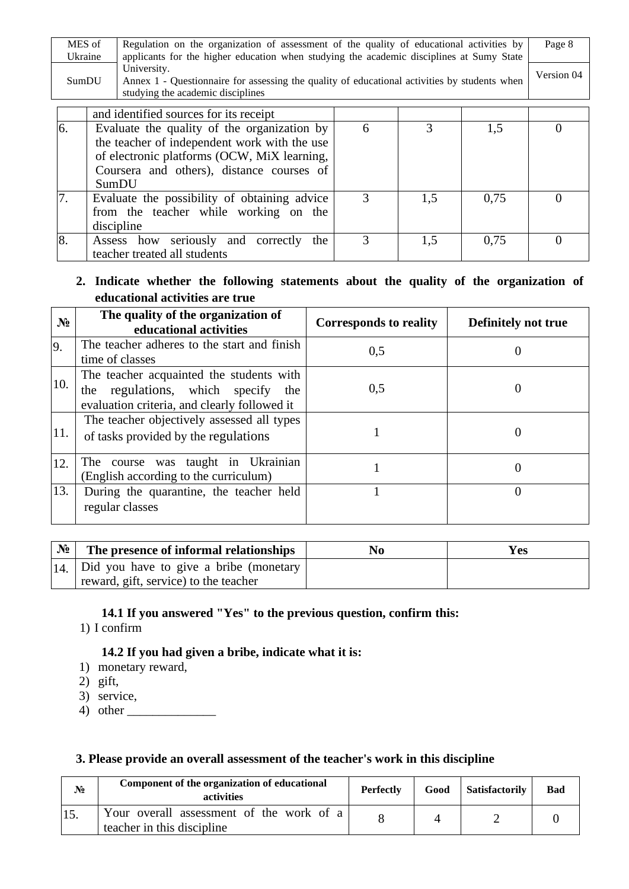| | | | | | |
|---|---|---|---|---|---|
| | and identified sources for its receipt | | | | |
| 6. | Evaluate the quality of the organization by the teacher of independent work with the use of electronic platforms (OCW, MiX learning, Coursera and others), distance courses of SumDU | 6 | 3 | 1,5 | 0 |
| 7. | Evaluate the possibility of obtaining advice from the teacher while working on the discipline | 3 | 1,5 | 0,75 | 0 |
| 8. | Assess how seriously and correctly the teacher treated all students | 3 | 1,5 | 0,75 | 0 |

**2. Indicate whether the following statements about the quality of the organization of educational activities are true**

| № | The quality of the organization of educational activities | Corresponds to reality | Definitely not true |
|---|---|---|---|
| 9. | The teacher adheres to the start and finish time of classes | 0,5 | 0 |
| 10. | The teacher acquainted the students with the regulations, which specify the evaluation criteria, and clearly followed it | 0,5 | 0 |
| 11. | The teacher objectively assessed all types of tasks provided by the regulations | 1 | 0 |
| 12. | The course was taught in Ukrainian (English according to the curriculum) | 1 | 0 |
| 13. | During the quarantine, the teacher held regular classes | 1 | 0 |

| № | The presence of informal relationships | No | Yes |
|---|---|---|---|
| 14. | Did you have to give a bribe (monetary reward, gift, service) to the teacher | | |

**14.1 If you answered "Yes" to the previous question, confirm this:**

1) I confirm

**14.2 If you had given a bribe, indicate what it is:**

1) monetary reward,
2) gift,
3) service,
4) other ______________

**3. Please provide an overall assessment of the teacher's work in this discipline**

| № | Component of the organization of educational activities | Perfectly | Good | Satisfactorily | Bad |
|---|---|---|---|---|---|
| 15. | Your overall assessment of the work of a teacher in this discipline | 8 | 4 | 2 | 0 |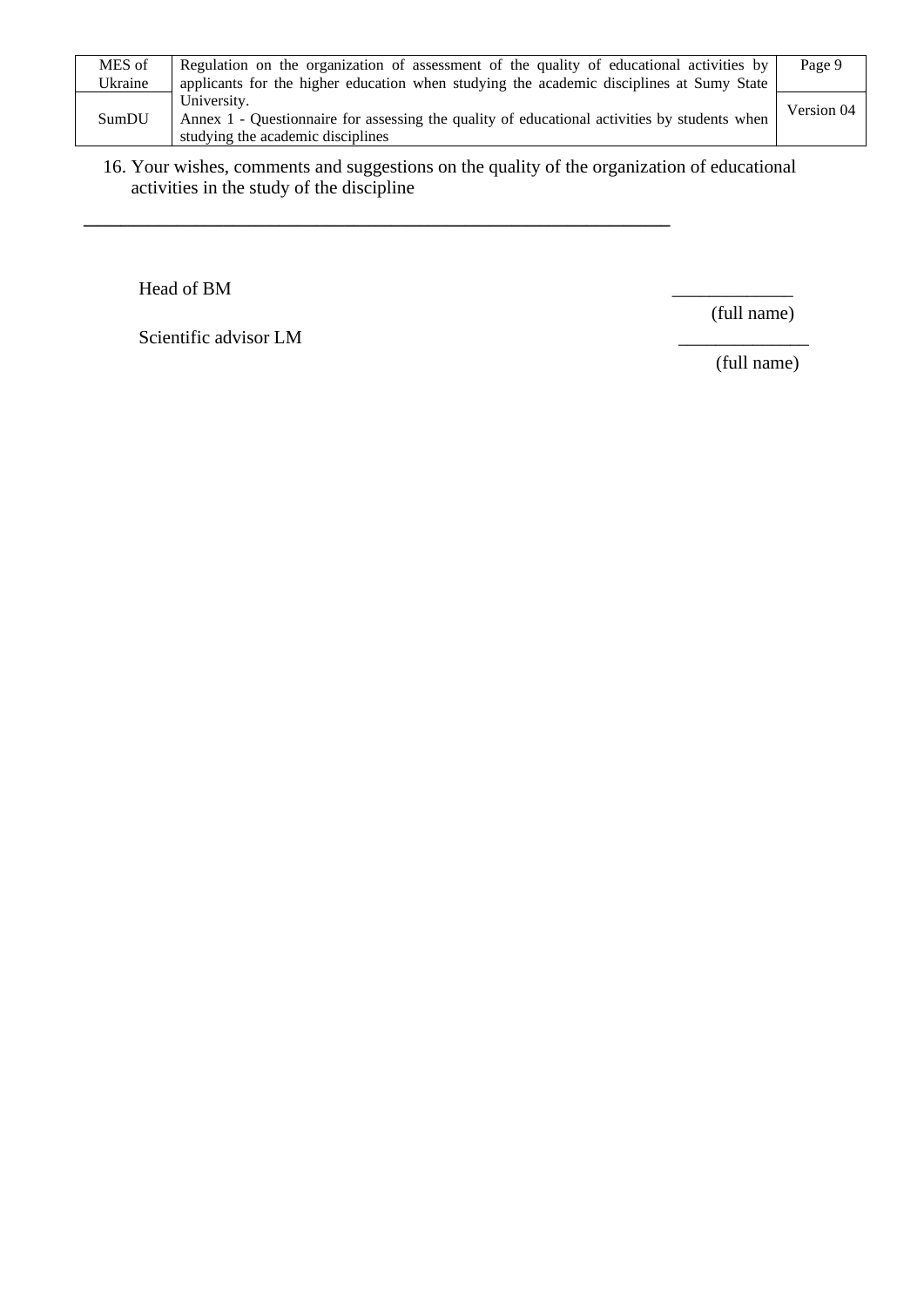16. Your wishes, comments and suggestions on the quality of the organization of educational activities in the study of the discipline

______________________________________________________________

Head of BM _____________
(full name)

Scientific advisor LM ______________
(full name)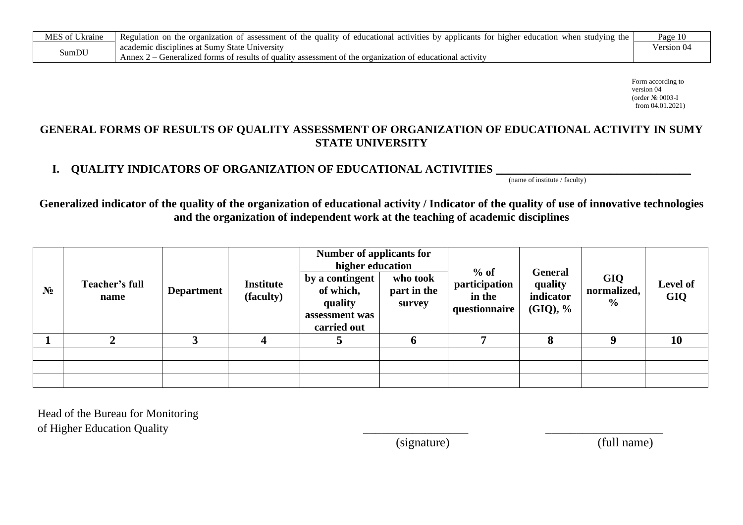Form according to version 04 (order № 0003-I from 04.01.2021)

## GENERAL FORMS OF RESULTS OF QUALITY ASSESSMENT OF ORGANIZATION OF EDUCATIONAL ACTIVITY IN SUMY STATE UNIVERSITY

### I. QUALITY INDICATORS OF ORGANIZATION OF EDUCATIONAL ACTIVITIES ______________________________

(name of institute / faculty)

**Generalized indicator of the quality of the organization of educational activity / Indicator of the quality of use of innovative technologies and the organization of independent work at the teaching of academic disciplines**

| № | Teacher's full name | Department | Institute (faculty) | Number of applicants for higher education | | % of participation in the questionnaire | General quality indicator (GIQ), % | GIQ normalized, % | Level of GIQ |
|---|---|---|---|---|---|---|---|---|---|
| | | | | by a contingent of which, quality assessment was carried out | who took part in the survey | | | | |
| 1 | 2 | 3 | 4 | 5 | 6 | 7 | 8 | 9 | 10 |
| | | | | | | | | | |
| | | | | | | | | | |
| | | | | | | | | | |

Head of the Bureau for Monitoring of Higher Education Quality

_________________ (signature)

___________________ (full name)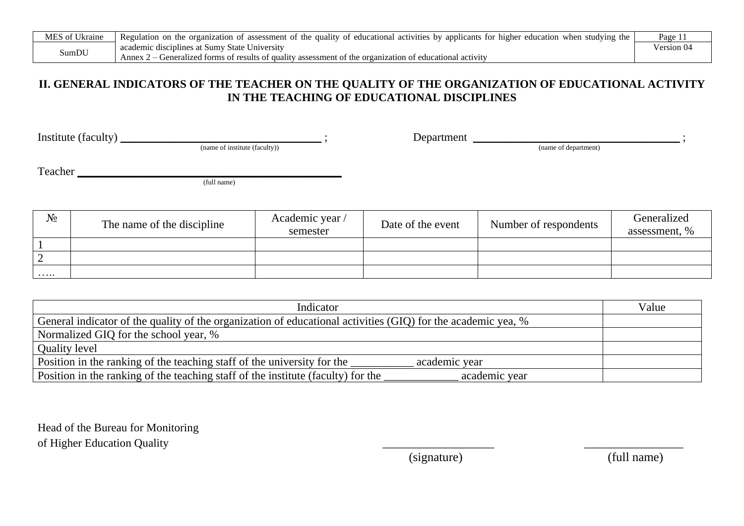## II. GENERAL INDICATORS OF THE TEACHER ON THE QUALITY OF THE ORGANIZATION OF EDUCATIONAL ACTIVITY IN THE TEACHING OF EDUCATIONAL DISCIPLINES

Institute (faculty) ________________________________ ;
(name of institute (faculty))

Department ________________________________ ;
(name of department)

Teacher ________________________________________
(full name)

| № | The name of the discipline | Academic year / semester | Date of the event | Number of respondents | Generalized assessment, % |
|---|---|---|---|---|---|
| 1 | | | | | |
| 2 | | | | | |
| ….. | | | | | |

| Indicator | Value |
|---|---|
| General indicator of the quality of the organization of educational activities (GIQ) for the academic yea, % | |
| Normalized GIQ for the school year, % | |
| Quality level | |
| Position in the ranking of the teaching staff of the university for the ___________ academic year | |
| Position in the ranking of the teaching staff of the institute (faculty) for the _____________ academic year | |

Head of the Bureau for Monitoring
of Higher Education Quality ___________________ ________________
(signature) (full name)